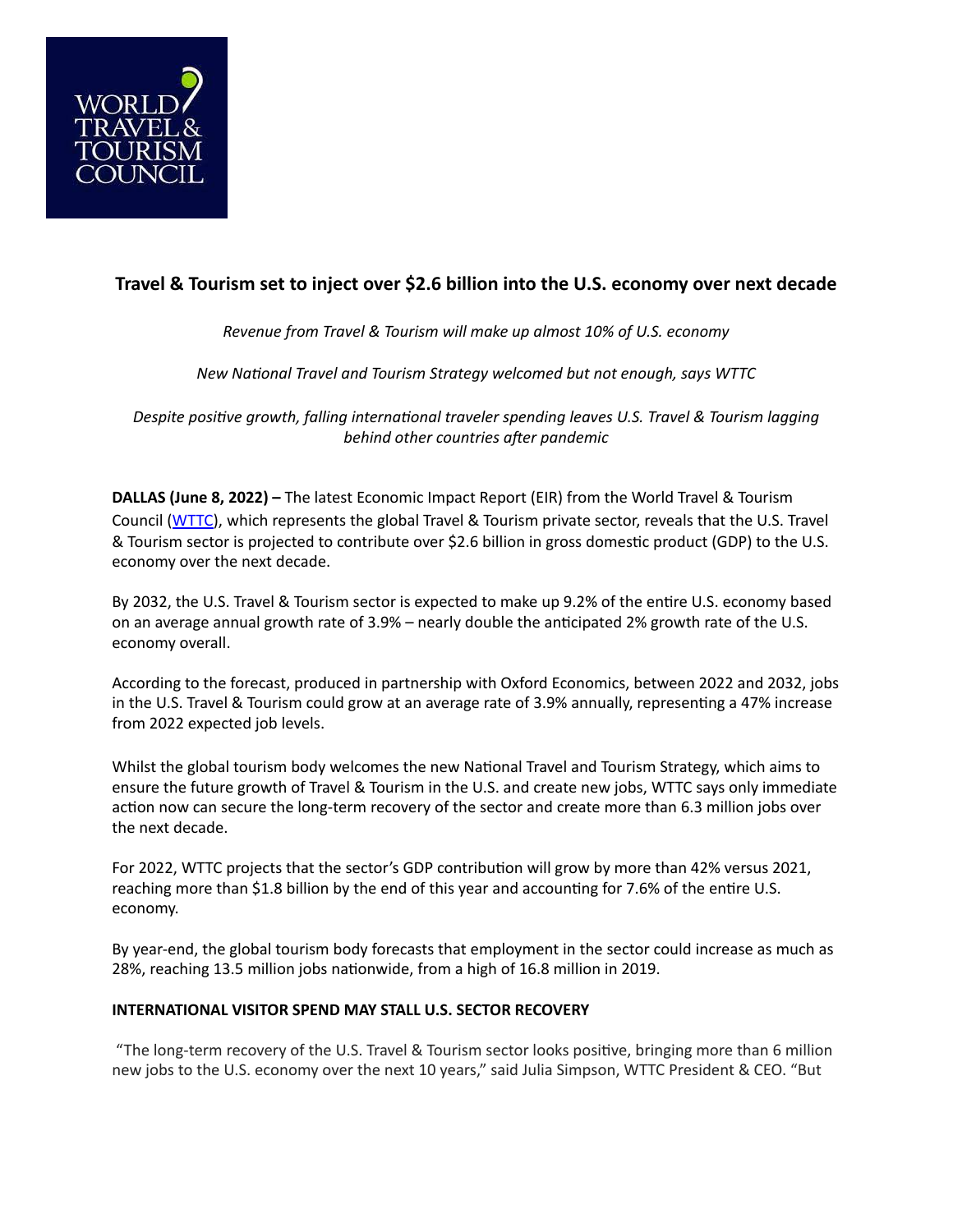# Travel & Tourism set to inject over $2.6 billion into the U.S. economy over next decade

*Revenue from Travel & Tourism will make up almost 10% of U.S. economy*

*New National Travel and Tourism Strategy welcomed but not enough, says WTTC*

*Despite positive growth, falling international traveler spending leaves U.S. Travel & Tourism lagging behind other countries after pandemic*

**DALLAS (June 8, 2022) –** The latest Economic Impact Report (EIR) from the World Travel & Tourism Council (WTTC), which represents the global Travel & Tourism private sector, reveals that the U.S. Travel & Tourism sector is projected to contribute over $2.6 billion in gross domestic product (GDP) to the U.S. economy over the next decade.

By 2032, the U.S. Travel & Tourism sector is expected to make up 9.2% of the entire U.S. economy based on an average annual growth rate of 3.9% – nearly double the anticipated 2% growth rate of the U.S. economy overall.

According to the forecast, produced in partnership with Oxford Economics, between 2022 and 2032, jobs in the U.S. Travel & Tourism could grow at an average rate of 3.9% annually, representing a 47% increase from 2022 expected job levels.

Whilst the global tourism body welcomes the new National Travel and Tourism Strategy, which aims to ensure the future growth of Travel & Tourism in the U.S. and create new jobs, WTTC says only immediate action now can secure the long-term recovery of the sector and create more than 6.3 million jobs over the next decade.

For 2022, WTTC projects that the sector's GDP contribution will grow by more than 42% versus 2021, reaching more than $1.8 billion by the end of this year and accounting for 7.6% of the entire U.S. economy.

By year-end, the global tourism body forecasts that employment in the sector could increase as much as 28%, reaching 13.5 million jobs nationwide, from a high of 16.8 million in 2019.

**INTERNATIONAL VISITOR SPEND MAY STALL U.S. SECTOR RECOVERY**

"The long-term recovery of the U.S. Travel & Tourism sector looks positive, bringing more than 6 million new jobs to the U.S. economy over the next 10 years," said Julia Simpson, WTTC President & CEO. "But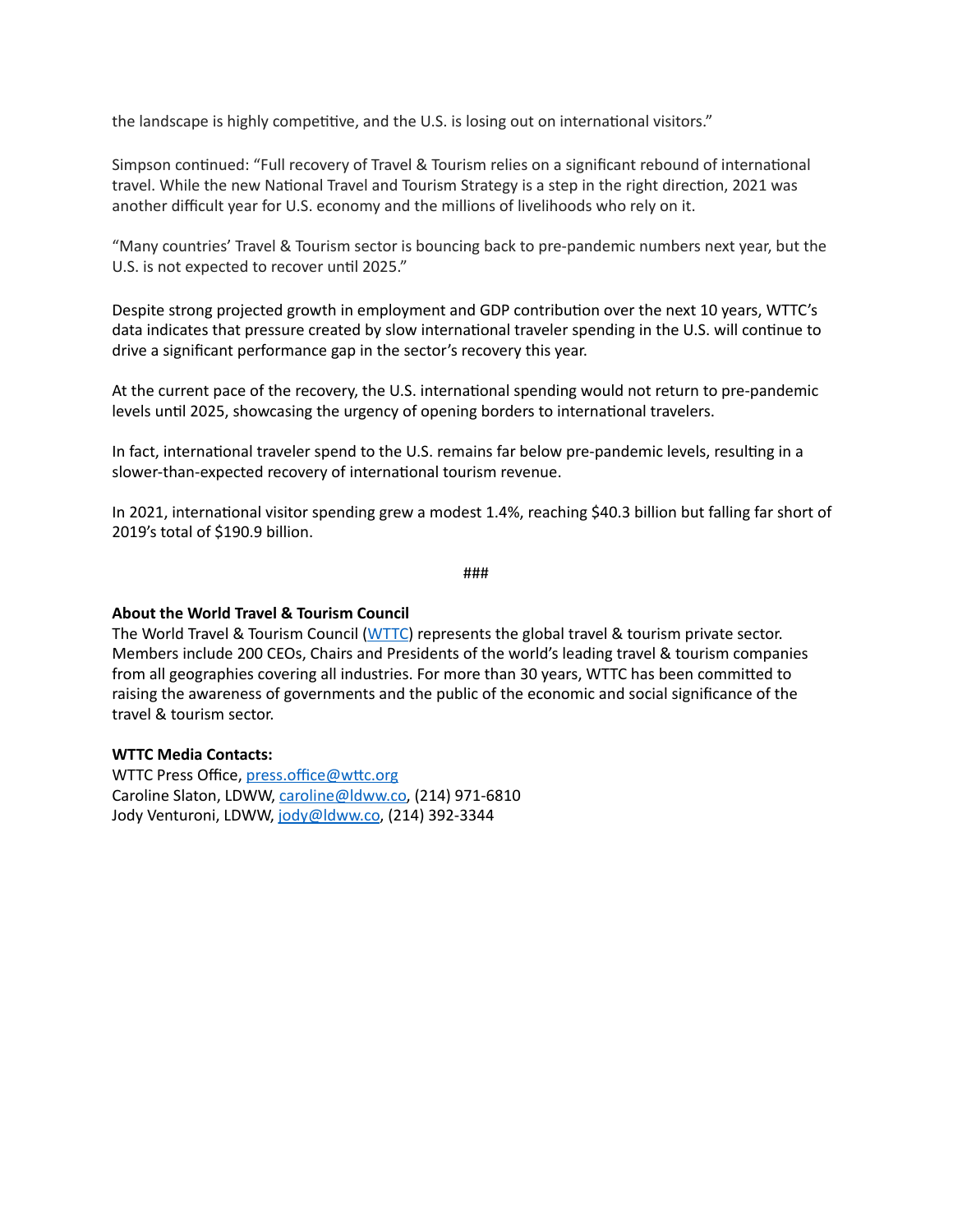the landscape is highly competitive, and the U.S. is losing out on international visitors."

Simpson continued: "Full recovery of Travel & Tourism relies on a significant rebound of international travel. While the new National Travel and Tourism Strategy is a step in the right direction, 2021 was another difficult year for U.S. economy and the millions of livelihoods who rely on it.

"Many countries' Travel & Tourism sector is bouncing back to pre-pandemic numbers next year, but the U.S. is not expected to recover until 2025."

Despite strong projected growth in employment and GDP contribution over the next 10 years, WTTC's data indicates that pressure created by slow international traveler spending in the U.S. will continue to drive a significant performance gap in the sector's recovery this year.

At the current pace of the recovery, the U.S. international spending would not return to pre-pandemic levels until 2025, showcasing the urgency of opening borders to international travelers.

In fact, international traveler spend to the U.S. remains far below pre-pandemic levels, resulting in a slower-than-expected recovery of international tourism revenue.

In 2021, international visitor spending grew a modest 1.4%, reaching $40.3 billion but falling far short of 2019's total of $190.9 billion.

###

**About the World Travel & Tourism Council**

The World Travel & Tourism Council (WTTC) represents the global travel & tourism private sector. Members include 200 CEOs, Chairs and Presidents of the world's leading travel & tourism companies from all geographies covering all industries. For more than 30 years, WTTC has been committed to raising the awareness of governments and the public of the economic and social significance of the travel & tourism sector.

**WTTC Media Contacts:**

WTTC Press Office, press.office@wttc.org
Caroline Slaton, LDWW, caroline@ldww.co, (214) 971-6810
Jody Venturoni, LDWW, jody@ldww.co, (214) 392-3344